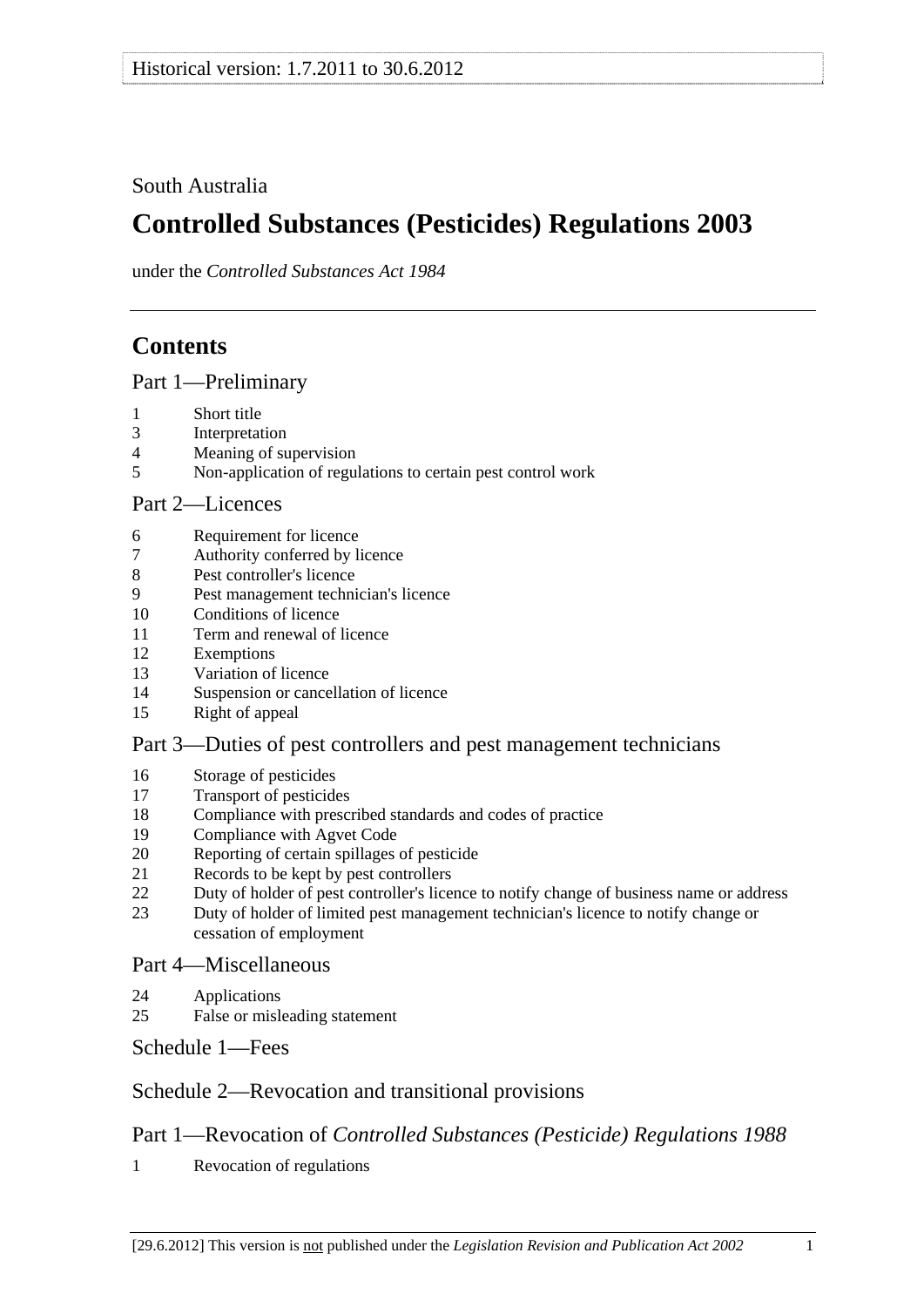Historical version: 1.7.2011 to 30.6.2012

South Australia

# Controlled Substances (Pesticides) Regulations 2003

under the *Controlled Substances Act 1984*

## Contents

### Part 1—Preliminary

1 Short title
3 Interpretation
4 Meaning of supervision
5 Non-application of regulations to certain pest control work

### Part 2—Licences

6 Requirement for licence
7 Authority conferred by licence
8 Pest controller's licence
9 Pest management technician's licence
10 Conditions of licence
11 Term and renewal of licence
12 Exemptions
13 Variation of licence
14 Suspension or cancellation of licence
15 Right of appeal

### Part 3—Duties of pest controllers and pest management technicians

16 Storage of pesticides
17 Transport of pesticides
18 Compliance with prescribed standards and codes of practice
19 Compliance with Agvet Code
20 Reporting of certain spillages of pesticide
21 Records to be kept by pest controllers
22 Duty of holder of pest controller's licence to notify change of business name or address
23 Duty of holder of limited pest management technician's licence to notify change or cessation of employment

### Part 4—Miscellaneous

24 Applications
25 False or misleading statement

### Schedule 1—Fees

### Schedule 2—Revocation and transitional provisions

### Part 1—Revocation of *Controlled Substances (Pesticide) Regulations 1988*

1 Revocation of regulations

[29.6.2012] This version is not published under the *Legislation Revision and Publication Act 2002*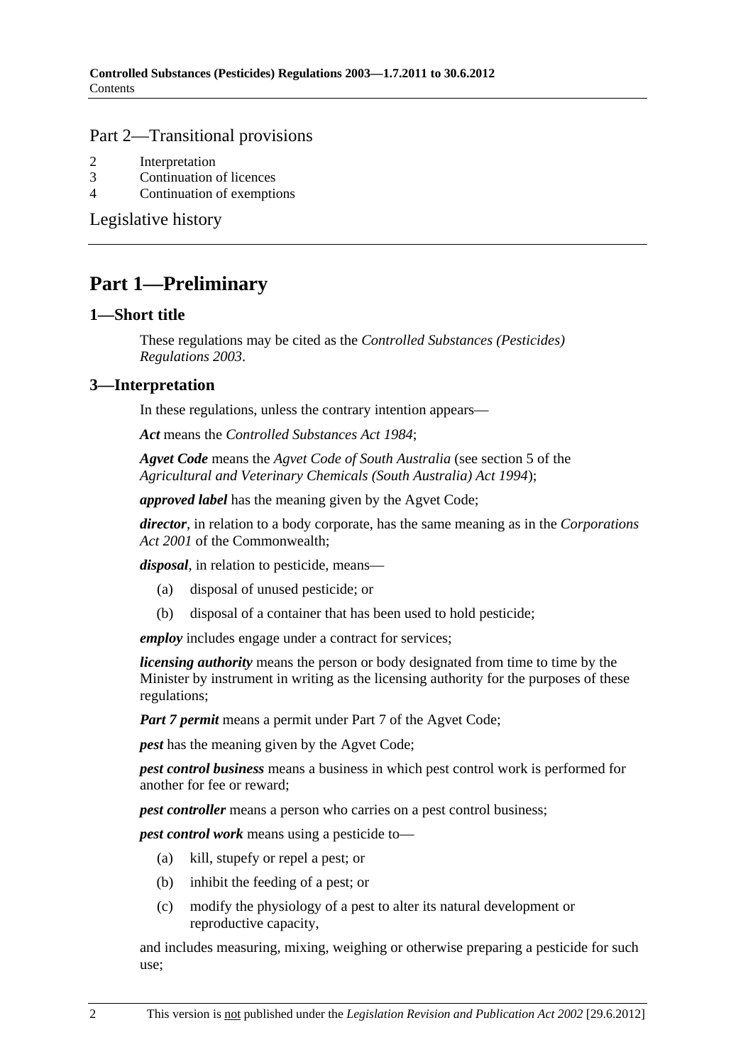Part 2—Transitional provisions

2 Interpretation
3 Continuation of licences
4 Continuation of exemptions

Legislative history

# Part 1—Preliminary

## 1—Short title

These regulations may be cited as the *Controlled Substances (Pesticides) Regulations 2003*.

## 3—Interpretation

In these regulations, unless the contrary intention appears—

***Act*** means the *Controlled Substances Act 1984*;

***Agvet Code*** means the *Agvet Code of South Australia* (see section 5 of the *Agricultural and Veterinary Chemicals (South Australia) Act 1994*);

***approved label*** has the meaning given by the Agvet Code;

***director***, in relation to a body corporate, has the same meaning as in the *Corporations Act 2001* of the Commonwealth;

***disposal***, in relation to pesticide, means—

(a) disposal of unused pesticide; or

(b) disposal of a container that has been used to hold pesticide;

***employ*** includes engage under a contract for services;

***licensing authority*** means the person or body designated from time to time by the Minister by instrument in writing as the licensing authority for the purposes of these regulations;

***Part 7 permit*** means a permit under Part 7 of the Agvet Code;

***pest*** has the meaning given by the Agvet Code;

***pest control business*** means a business in which pest control work is performed for another for fee or reward;

***pest controller*** means a person who carries on a pest control business;

***pest control work*** means using a pesticide to—

(a) kill, stupefy or repel a pest; or

(b) inhibit the feeding of a pest; or

(c) modify the physiology of a pest to alter its natural development or reproductive capacity,

and includes measuring, mixing, weighing or otherwise preparing a pesticide for such use;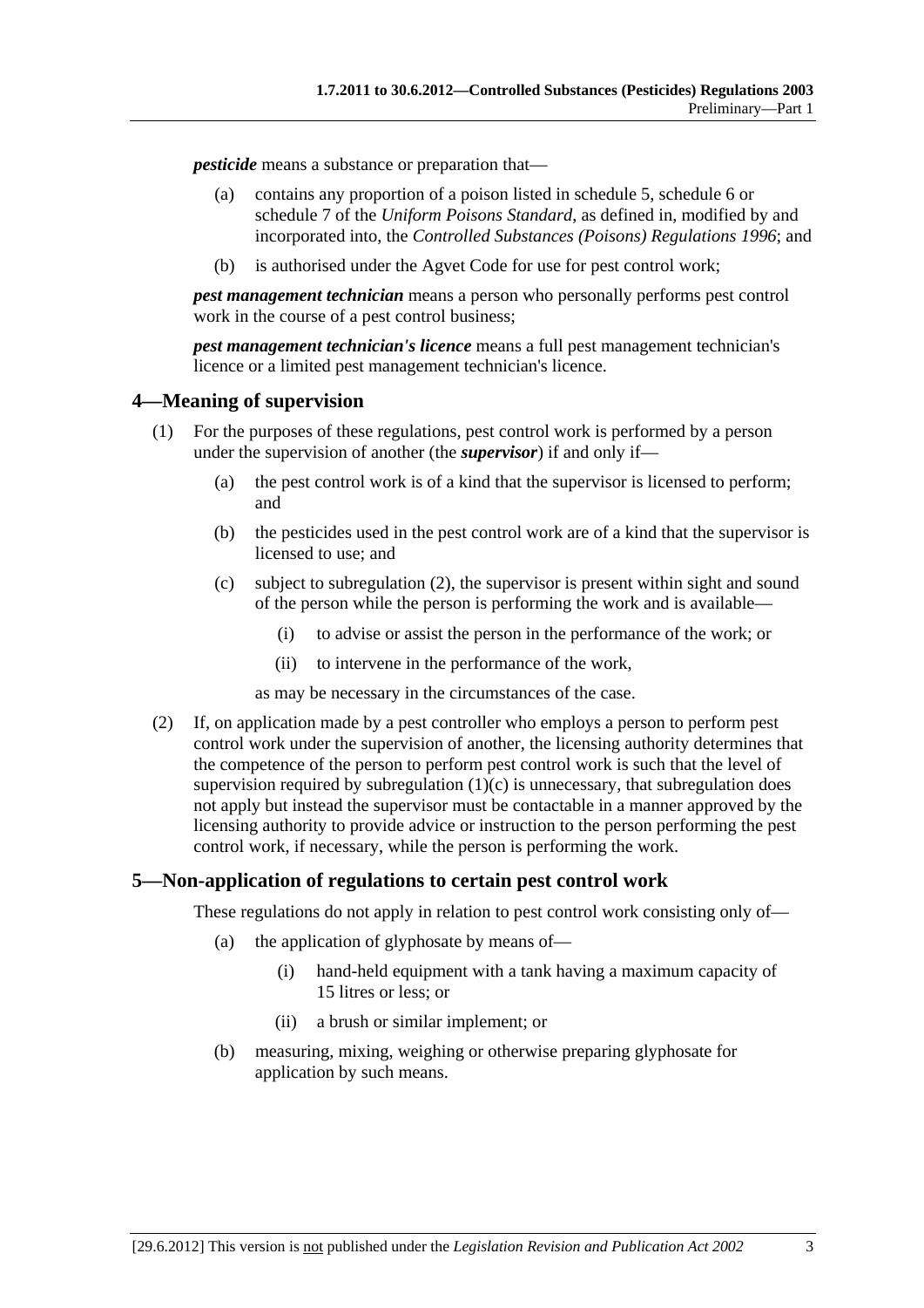***pesticide*** means a substance or preparation that—

(a) contains any proportion of a poison listed in schedule 5, schedule 6 or schedule 7 of the *Uniform Poisons Standard*, as defined in, modified by and incorporated into, the *Controlled Substances (Poisons) Regulations 1996*; and

(b) is authorised under the Agvet Code for use for pest control work;

***pest management technician*** means a person who personally performs pest control work in the course of a pest control business;

***pest management technician's licence*** means a full pest management technician's licence or a limited pest management technician's licence.

## 4—Meaning of supervision

(1) For the purposes of these regulations, pest control work is performed by a person under the supervision of another (the ***supervisor***) if and only if—

  (a) the pest control work is of a kind that the supervisor is licensed to perform; and

  (b) the pesticides used in the pest control work are of a kind that the supervisor is licensed to use; and

  (c) subject to subregulation (2), the supervisor is present within sight and sound of the person while the person is performing the work and is available—

    (i) to advise or assist the person in the performance of the work; or

    (ii) to intervene in the performance of the work,

  as may be necessary in the circumstances of the case.

(2) If, on application made by a pest controller who employs a person to perform pest control work under the supervision of another, the licensing authority determines that the competence of the person to perform pest control work is such that the level of supervision required by subregulation (1)(c) is unnecessary, that subregulation does not apply but instead the supervisor must be contactable in a manner approved by the licensing authority to provide advice or instruction to the person performing the pest control work, if necessary, while the person is performing the work.

## 5—Non-application of regulations to certain pest control work

These regulations do not apply in relation to pest control work consisting only of—

(a) the application of glyphosate by means of—

  (i) hand-held equipment with a tank having a maximum capacity of 15 litres or less; or

  (ii) a brush or similar implement; or

(b) measuring, mixing, weighing or otherwise preparing glyphosate for application by such means.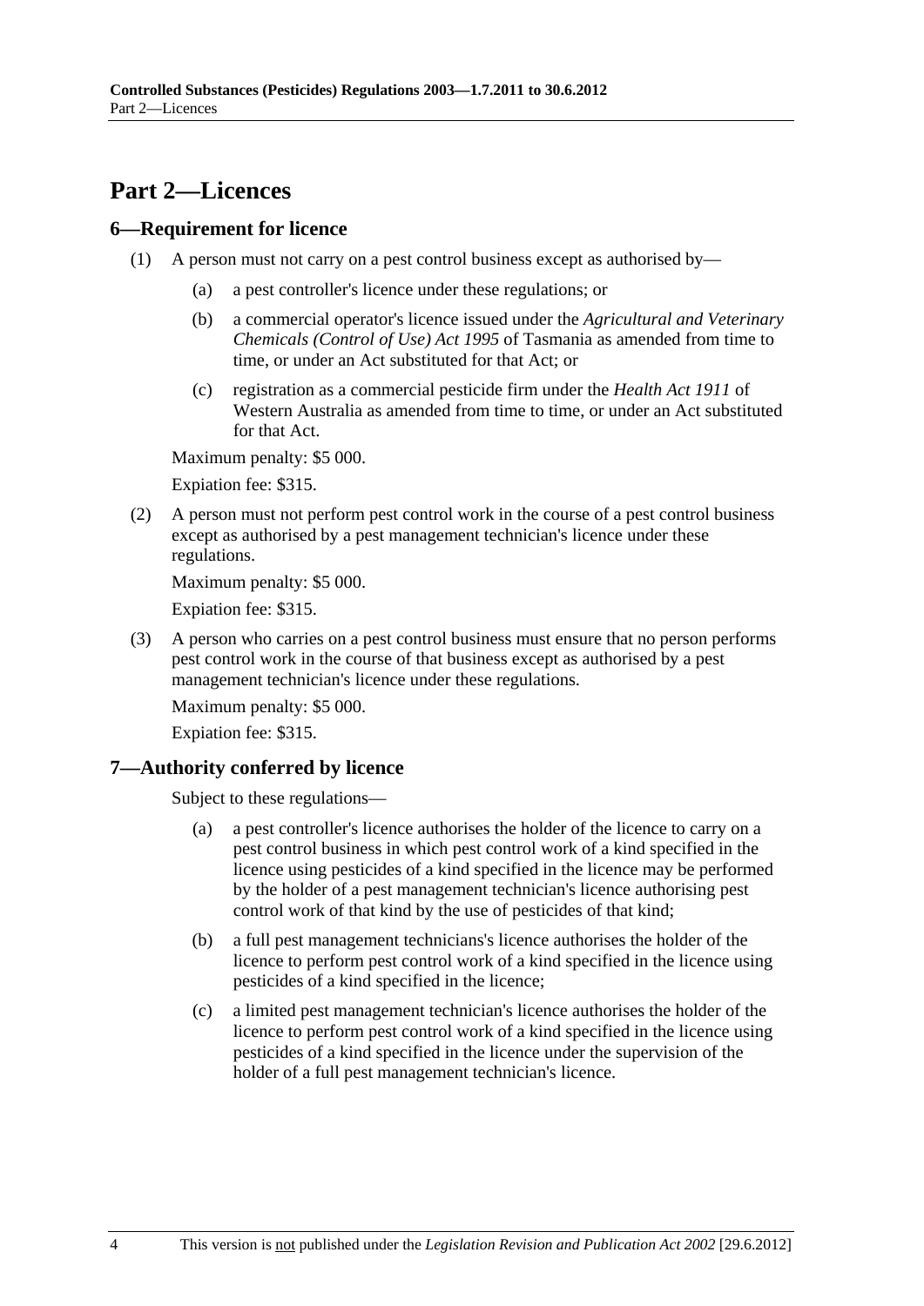# Part 2—Licences

## 6—Requirement for licence

(1) A person must not carry on a pest control business except as authorised by—

- (a) a pest controller's licence under these regulations; or
- (b) a commercial operator's licence issued under the *Agricultural and Veterinary Chemicals (Control of Use) Act 1995* of Tasmania as amended from time to time, or under an Act substituted for that Act; or
- (c) registration as a commercial pesticide firm under the *Health Act 1911* of Western Australia as amended from time to time, or under an Act substituted for that Act.

Maximum penalty: $5 000.

Expiation fee: $315.

(2) A person must not perform pest control work in the course of a pest control business except as authorised by a pest management technician's licence under these regulations.

Maximum penalty: $5 000.

Expiation fee: $315.

(3) A person who carries on a pest control business must ensure that no person performs pest control work in the course of that business except as authorised by a pest management technician's licence under these regulations.

Maximum penalty: $5 000.

Expiation fee: $315.

## 7—Authority conferred by licence

Subject to these regulations—

- (a) a pest controller's licence authorises the holder of the licence to carry on a pest control business in which pest control work of a kind specified in the licence using pesticides of a kind specified in the licence may be performed by the holder of a pest management technician's licence authorising pest control work of that kind by the use of pesticides of that kind;
- (b) a full pest management technicians's licence authorises the holder of the licence to perform pest control work of a kind specified in the licence using pesticides of a kind specified in the licence;
- (c) a limited pest management technician's licence authorises the holder of the licence to perform pest control work of a kind specified in the licence using pesticides of a kind specified in the licence under the supervision of the holder of a full pest management technician's licence.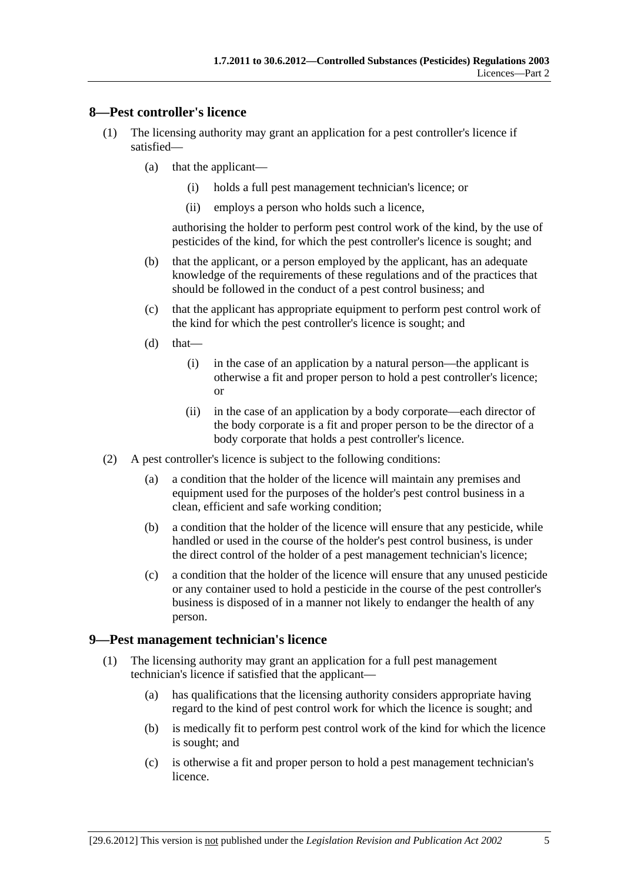## 8—Pest controller's licence

(1) The licensing authority may grant an application for a pest controller's licence if satisfied—

(a) that the applicant—

(i) holds a full pest management technician's licence; or

(ii) employs a person who holds such a licence,

authorising the holder to perform pest control work of the kind, by the use of pesticides of the kind, for which the pest controller's licence is sought; and

(b) that the applicant, or a person employed by the applicant, has an adequate knowledge of the requirements of these regulations and of the practices that should be followed in the conduct of a pest control business; and

(c) that the applicant has appropriate equipment to perform pest control work of the kind for which the pest controller's licence is sought; and

(d) that—

(i) in the case of an application by a natural person—the applicant is otherwise a fit and proper person to hold a pest controller's licence; or

(ii) in the case of an application by a body corporate—each director of the body corporate is a fit and proper person to be the director of a body corporate that holds a pest controller's licence.

(2) A pest controller's licence is subject to the following conditions:

(a) a condition that the holder of the licence will maintain any premises and equipment used for the purposes of the holder's pest control business in a clean, efficient and safe working condition;

(b) a condition that the holder of the licence will ensure that any pesticide, while handled or used in the course of the holder's pest control business, is under the direct control of the holder of a pest management technician's licence;

(c) a condition that the holder of the licence will ensure that any unused pesticide or any container used to hold a pesticide in the course of the pest controller's business is disposed of in a manner not likely to endanger the health of any person.

## 9—Pest management technician's licence

(1) The licensing authority may grant an application for a full pest management technician's licence if satisfied that the applicant—

(a) has qualifications that the licensing authority considers appropriate having regard to the kind of pest control work for which the licence is sought; and

(b) is medically fit to perform pest control work of the kind for which the licence is sought; and

(c) is otherwise a fit and proper person to hold a pest management technician's licence.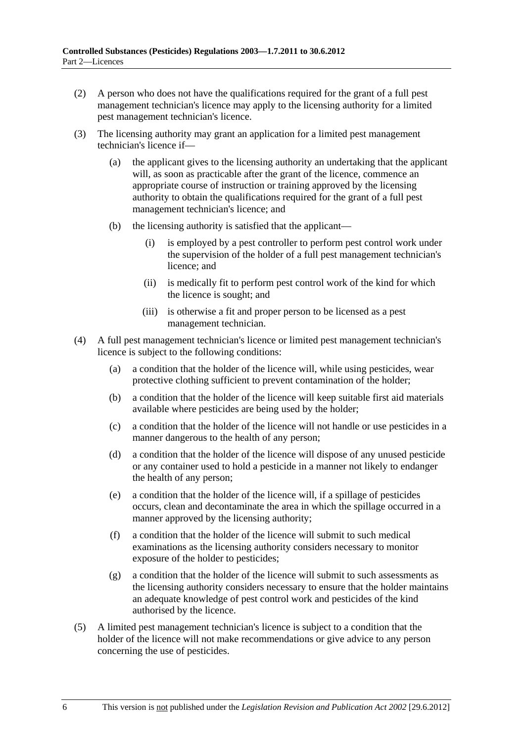(2) A person who does not have the qualifications required for the grant of a full pest management technician's licence may apply to the licensing authority for a limited pest management technician's licence.

(3) The licensing authority may grant an application for a limited pest management technician's licence if—

   (a) the applicant gives to the licensing authority an undertaking that the applicant will, as soon as practicable after the grant of the licence, commence an appropriate course of instruction or training approved by the licensing authority to obtain the qualifications required for the grant of a full pest management technician's licence; and

   (b) the licensing authority is satisfied that the applicant—

      (i) is employed by a pest controller to perform pest control work under the supervision of the holder of a full pest management technician's licence; and

      (ii) is medically fit to perform pest control work of the kind for which the licence is sought; and

      (iii) is otherwise a fit and proper person to be licensed as a pest management technician.

(4) A full pest management technician's licence or limited pest management technician's licence is subject to the following conditions:

   (a) a condition that the holder of the licence will, while using pesticides, wear protective clothing sufficient to prevent contamination of the holder;

   (b) a condition that the holder of the licence will keep suitable first aid materials available where pesticides are being used by the holder;

   (c) a condition that the holder of the licence will not handle or use pesticides in a manner dangerous to the health of any person;

   (d) a condition that the holder of the licence will dispose of any unused pesticide or any container used to hold a pesticide in a manner not likely to endanger the health of any person;

   (e) a condition that the holder of the licence will, if a spillage of pesticides occurs, clean and decontaminate the area in which the spillage occurred in a manner approved by the licensing authority;

   (f) a condition that the holder of the licence will submit to such medical examinations as the licensing authority considers necessary to monitor exposure of the holder to pesticides;

   (g) a condition that the holder of the licence will submit to such assessments as the licensing authority considers necessary to ensure that the holder maintains an adequate knowledge of pest control work and pesticides of the kind authorised by the licence.

(5) A limited pest management technician's licence is subject to a condition that the holder of the licence will not make recommendations or give advice to any person concerning the use of pesticides.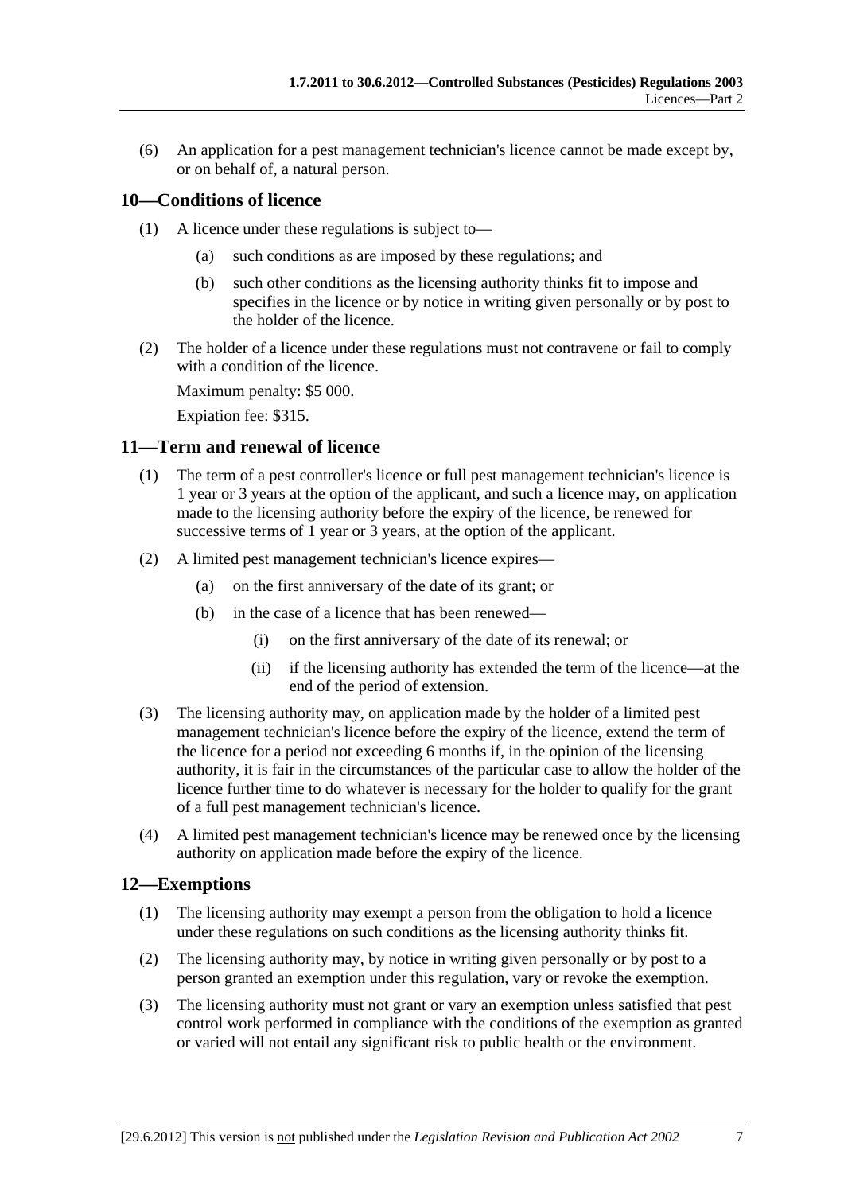(6) An application for a pest management technician's licence cannot be made except by, or on behalf of, a natural person.

## 10—Conditions of licence

(1) A licence under these regulations is subject to—

- (a) such conditions as are imposed by these regulations; and
- (b) such other conditions as the licensing authority thinks fit to impose and specifies in the licence or by notice in writing given personally or by post to the holder of the licence.

(2) The holder of a licence under these regulations must not contravene or fail to comply with a condition of the licence.

Maximum penalty: $5 000.

Expiation fee: $315.

## 11—Term and renewal of licence

(1) The term of a pest controller's licence or full pest management technician's licence is 1 year or 3 years at the option of the applicant, and such a licence may, on application made to the licensing authority before the expiry of the licence, be renewed for successive terms of 1 year or 3 years, at the option of the applicant.

(2) A limited pest management technician's licence expires—

- (a) on the first anniversary of the date of its grant; or
- (b) in the case of a licence that has been renewed—
  - (i) on the first anniversary of the date of its renewal; or
  - (ii) if the licensing authority has extended the term of the licence—at the end of the period of extension.

(3) The licensing authority may, on application made by the holder of a limited pest management technician's licence before the expiry of the licence, extend the term of the licence for a period not exceeding 6 months if, in the opinion of the licensing authority, it is fair in the circumstances of the particular case to allow the holder of the licence further time to do whatever is necessary for the holder to qualify for the grant of a full pest management technician's licence.

(4) A limited pest management technician's licence may be renewed once by the licensing authority on application made before the expiry of the licence.

## 12—Exemptions

(1) The licensing authority may exempt a person from the obligation to hold a licence under these regulations on such conditions as the licensing authority thinks fit.

(2) The licensing authority may, by notice in writing given personally or by post to a person granted an exemption under this regulation, vary or revoke the exemption.

(3) The licensing authority must not grant or vary an exemption unless satisfied that pest control work performed in compliance with the conditions of the exemption as granted or varied will not entail any significant risk to public health or the environment.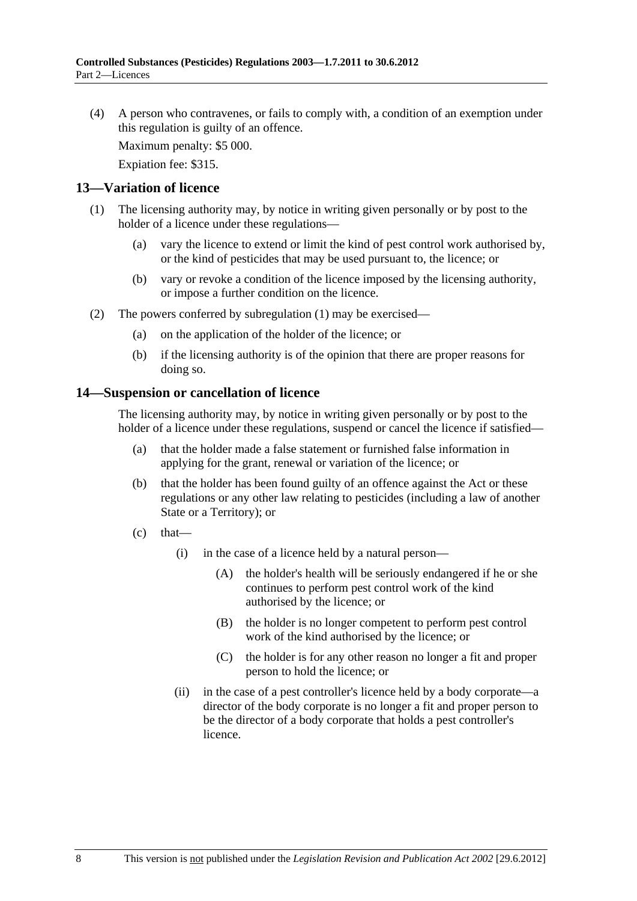(4) A person who contravenes, or fails to comply with, a condition of an exemption under this regulation is guilty of an offence.

Maximum penalty: $5 000.

Expiation fee: $315.

## 13—Variation of licence

(1) The licensing authority may, by notice in writing given personally or by post to the holder of a licence under these regulations—

(a) vary the licence to extend or limit the kind of pest control work authorised by, or the kind of pesticides that may be used pursuant to, the licence; or

(b) vary or revoke a condition of the licence imposed by the licensing authority, or impose a further condition on the licence.

(2) The powers conferred by subregulation (1) may be exercised—

(a) on the application of the holder of the licence; or

(b) if the licensing authority is of the opinion that there are proper reasons for doing so.

## 14—Suspension or cancellation of licence

The licensing authority may, by notice in writing given personally or by post to the holder of a licence under these regulations, suspend or cancel the licence if satisfied—

(a) that the holder made a false statement or furnished false information in applying for the grant, renewal or variation of the licence; or

(b) that the holder has been found guilty of an offence against the Act or these regulations or any other law relating to pesticides (including a law of another State or a Territory); or

(c) that—

(i) in the case of a licence held by a natural person—

(A) the holder's health will be seriously endangered if he or she continues to perform pest control work of the kind authorised by the licence; or

(B) the holder is no longer competent to perform pest control work of the kind authorised by the licence; or

(C) the holder is for any other reason no longer a fit and proper person to hold the licence; or

(ii) in the case of a pest controller's licence held by a body corporate—a director of the body corporate is no longer a fit and proper person to be the director of a body corporate that holds a pest controller's licence.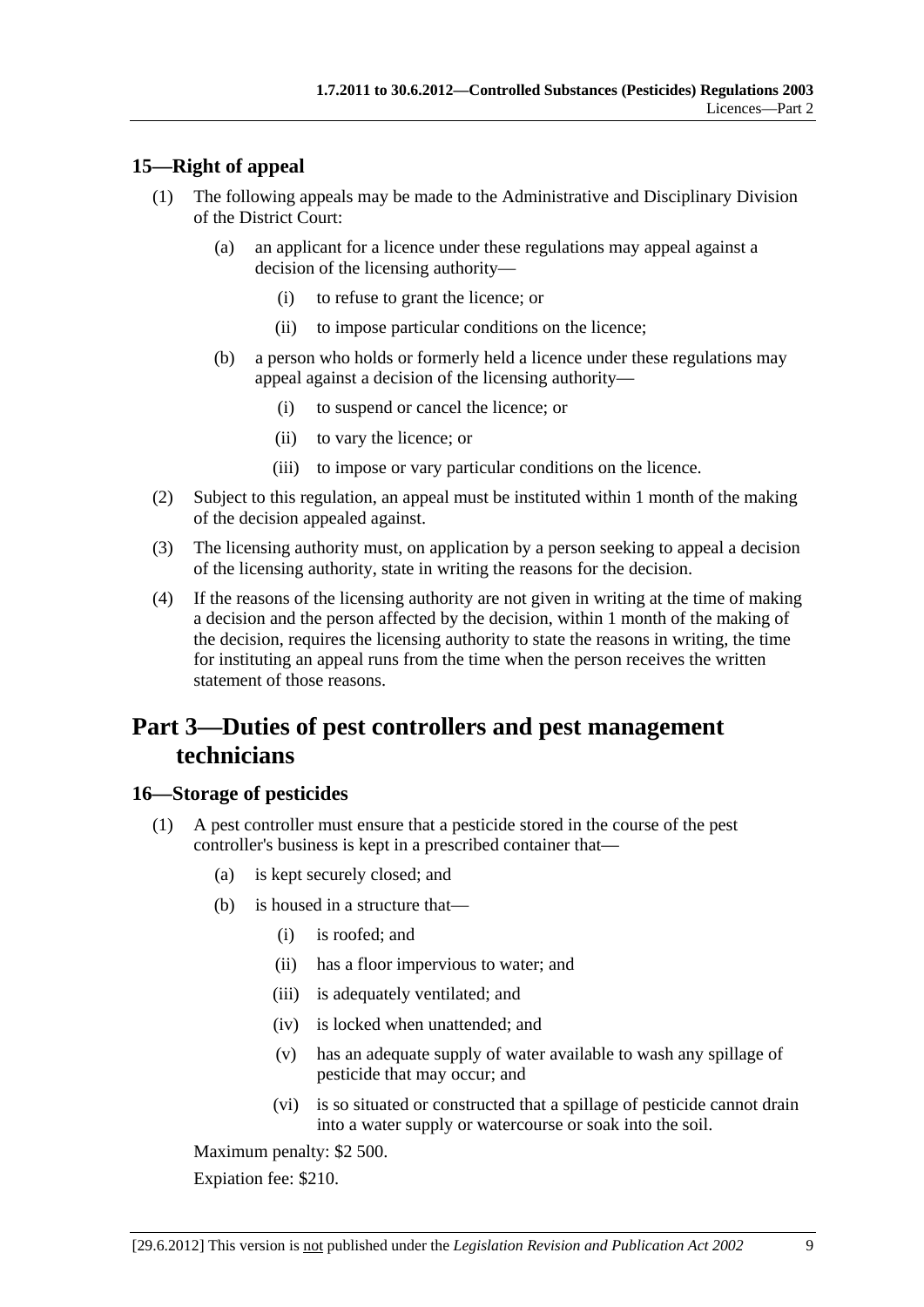## 15—Right of appeal

(1) The following appeals may be made to the Administrative and Disciplinary Division of the District Court:

   (a) an applicant for a licence under these regulations may appeal against a decision of the licensing authority—

      (i) to refuse to grant the licence; or

      (ii) to impose particular conditions on the licence;

   (b) a person who holds or formerly held a licence under these regulations may appeal against a decision of the licensing authority—

      (i) to suspend or cancel the licence; or

      (ii) to vary the licence; or

      (iii) to impose or vary particular conditions on the licence.

(2) Subject to this regulation, an appeal must be instituted within 1 month of the making of the decision appealed against.

(3) The licensing authority must, on application by a person seeking to appeal a decision of the licensing authority, state in writing the reasons for the decision.

(4) If the reasons of the licensing authority are not given in writing at the time of making a decision and the person affected by the decision, within 1 month of the making of the decision, requires the licensing authority to state the reasons in writing, the time for instituting an appeal runs from the time when the person receives the written statement of those reasons.

# Part 3—Duties of pest controllers and pest management technicians

## 16—Storage of pesticides

(1) A pest controller must ensure that a pesticide stored in the course of the pest controller's business is kept in a prescribed container that—

   (a) is kept securely closed; and

   (b) is housed in a structure that—

      (i) is roofed; and

      (ii) has a floor impervious to water; and

      (iii) is adequately ventilated; and

      (iv) is locked when unattended; and

      (v) has an adequate supply of water available to wash any spillage of pesticide that may occur; and

      (vi) is so situated or constructed that a spillage of pesticide cannot drain into a water supply or watercourse or soak into the soil.

Maximum penalty: $2 500.

Expiation fee: $210.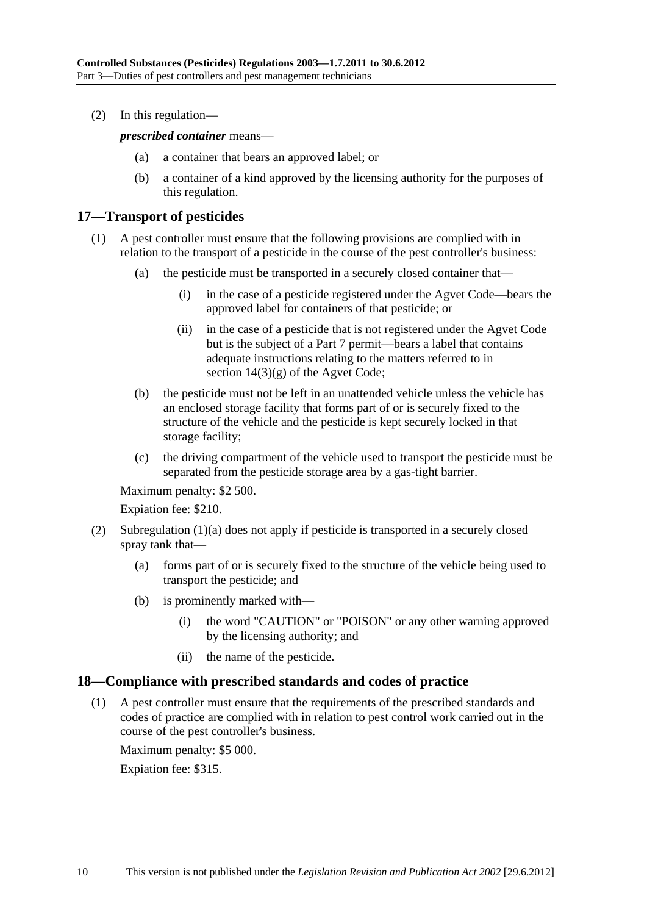(2) In this regulation—

***prescribed container*** means—

(a) a container that bears an approved label; or

(b) a container of a kind approved by the licensing authority for the purposes of this regulation.

## 17—Transport of pesticides

(1) A pest controller must ensure that the following provisions are complied with in relation to the transport of a pesticide in the course of the pest controller's business:

(a) the pesticide must be transported in a securely closed container that—

(i) in the case of a pesticide registered under the Agvet Code—bears the approved label for containers of that pesticide; or

(ii) in the case of a pesticide that is not registered under the Agvet Code but is the subject of a Part 7 permit—bears a label that contains adequate instructions relating to the matters referred to in section 14(3)(g) of the Agvet Code;

(b) the pesticide must not be left in an unattended vehicle unless the vehicle has an enclosed storage facility that forms part of or is securely fixed to the structure of the vehicle and the pesticide is kept securely locked in that storage facility;

(c) the driving compartment of the vehicle used to transport the pesticide must be separated from the pesticide storage area by a gas-tight barrier.

Maximum penalty: $2 500.

Expiation fee: $210.

(2) Subregulation (1)(a) does not apply if pesticide is transported in a securely closed spray tank that—

(a) forms part of or is securely fixed to the structure of the vehicle being used to transport the pesticide; and

(b) is prominently marked with—

(i) the word "CAUTION" or "POISON" or any other warning approved by the licensing authority; and

(ii) the name of the pesticide.

## 18—Compliance with prescribed standards and codes of practice

(1) A pest controller must ensure that the requirements of the prescribed standards and codes of practice are complied with in relation to pest control work carried out in the course of the pest controller's business.

Maximum penalty: $5 000.

Expiation fee: $315.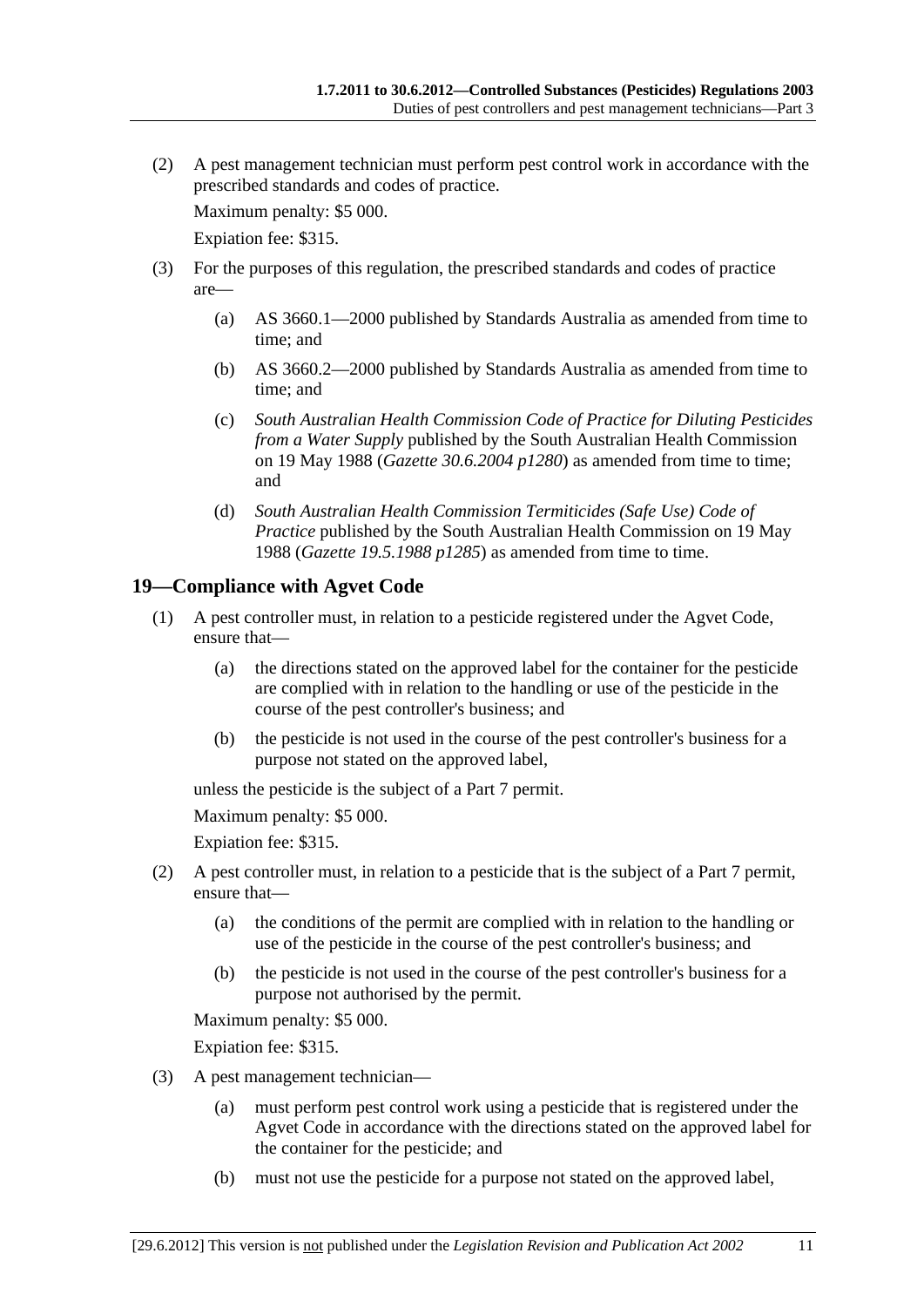(2) A pest management technician must perform pest control work in accordance with the prescribed standards and codes of practice.

Maximum penalty: $5 000.

Expiation fee: $315.

(3) For the purposes of this regulation, the prescribed standards and codes of practice are—

(a) AS 3660.1—2000 published by Standards Australia as amended from time to time; and

(b) AS 3660.2—2000 published by Standards Australia as amended from time to time; and

(c) *South Australian Health Commission Code of Practice for Diluting Pesticides from a Water Supply* published by the South Australian Health Commission on 19 May 1988 (*Gazette 30.6.2004 p1280*) as amended from time to time; and

(d) *South Australian Health Commission Termiticides (Safe Use) Code of Practice* published by the South Australian Health Commission on 19 May 1988 (*Gazette 19.5.1988 p1285*) as amended from time to time.

## 19—Compliance with Agvet Code

(1) A pest controller must, in relation to a pesticide registered under the Agvet Code, ensure that—

(a) the directions stated on the approved label for the container for the pesticide are complied with in relation to the handling or use of the pesticide in the course of the pest controller's business; and

(b) the pesticide is not used in the course of the pest controller's business for a purpose not stated on the approved label,

unless the pesticide is the subject of a Part 7 permit.

Maximum penalty: $5 000.

Expiation fee: $315.

(2) A pest controller must, in relation to a pesticide that is the subject of a Part 7 permit, ensure that—

(a) the conditions of the permit are complied with in relation to the handling or use of the pesticide in the course of the pest controller's business; and

(b) the pesticide is not used in the course of the pest controller's business for a purpose not authorised by the permit.

Maximum penalty: $5 000.

Expiation fee: $315.

(3) A pest management technician—

(a) must perform pest control work using a pesticide that is registered under the Agvet Code in accordance with the directions stated on the approved label for the container for the pesticide; and

(b) must not use the pesticide for a purpose not stated on the approved label,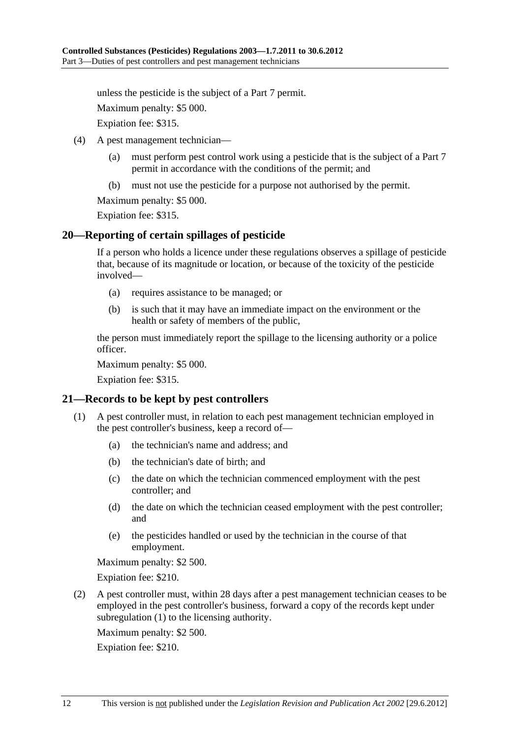unless the pesticide is the subject of a Part 7 permit.

Maximum penalty: $5 000.

Expiation fee: $315.

(4) A pest management technician—

(a) must perform pest control work using a pesticide that is the subject of a Part 7 permit in accordance with the conditions of the permit; and

(b) must not use the pesticide for a purpose not authorised by the permit.

Maximum penalty: $5 000.

Expiation fee: $315.

## 20—Reporting of certain spillages of pesticide

If a person who holds a licence under these regulations observes a spillage of pesticide that, because of its magnitude or location, or because of the toxicity of the pesticide involved—

(a) requires assistance to be managed; or

(b) is such that it may have an immediate impact on the environment or the health or safety of members of the public,

the person must immediately report the spillage to the licensing authority or a police officer.

Maximum penalty: $5 000.

Expiation fee: $315.

## 21—Records to be kept by pest controllers

(1) A pest controller must, in relation to each pest management technician employed in the pest controller's business, keep a record of—

(a) the technician's name and address; and

(b) the technician's date of birth; and

(c) the date on which the technician commenced employment with the pest controller; and

(d) the date on which the technician ceased employment with the pest controller; and

(e) the pesticides handled or used by the technician in the course of that employment.

Maximum penalty: $2 500.

Expiation fee: $210.

(2) A pest controller must, within 28 days after a pest management technician ceases to be employed in the pest controller's business, forward a copy of the records kept under subregulation (1) to the licensing authority.

Maximum penalty: $2 500.

Expiation fee: $210.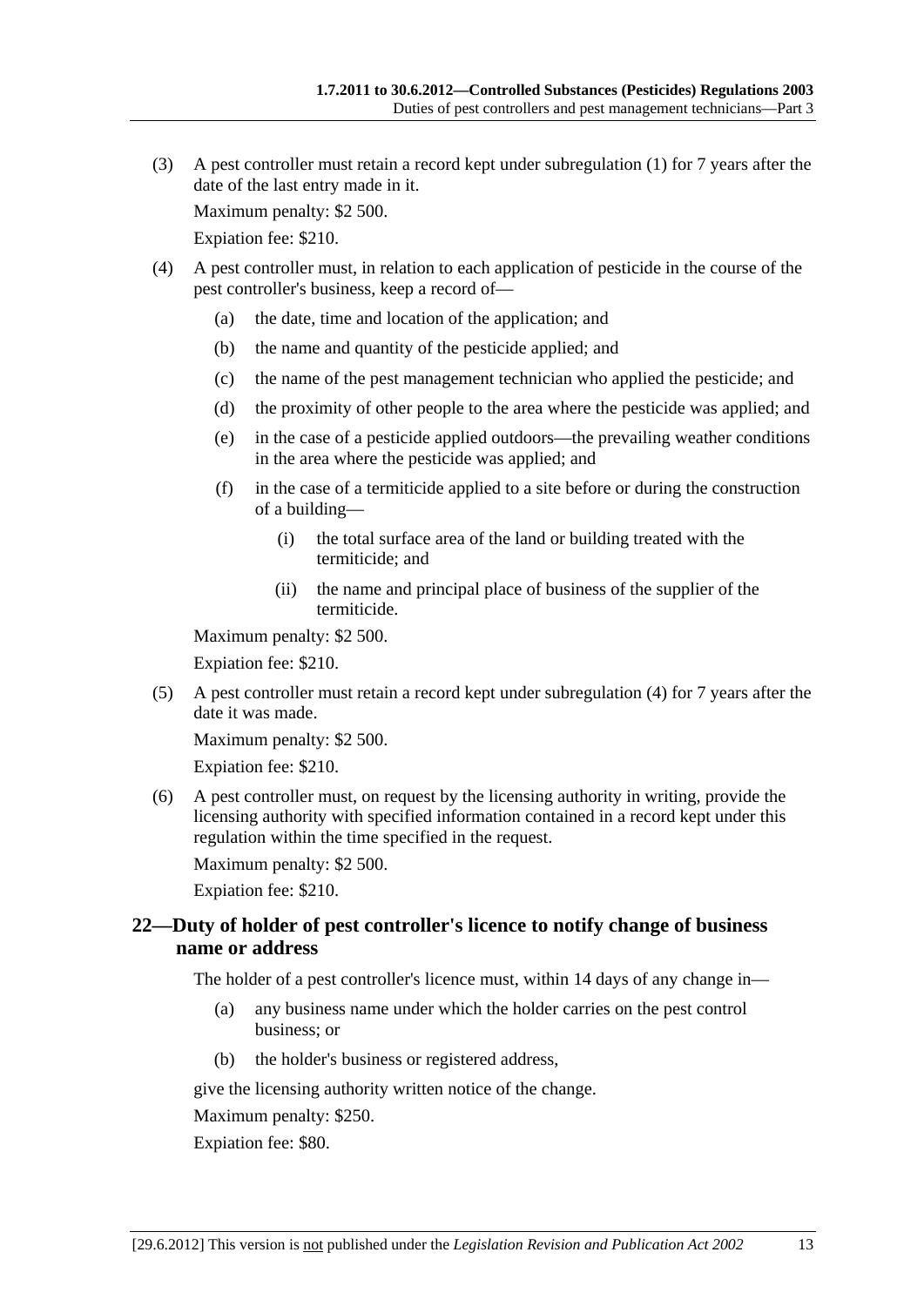(3) A pest controller must retain a record kept under subregulation (1) for 7 years after the date of the last entry made in it.

Maximum penalty: $2 500.

Expiation fee: $210.

(4) A pest controller must, in relation to each application of pesticide in the course of the pest controller's business, keep a record of—

(a) the date, time and location of the application; and

(b) the name and quantity of the pesticide applied; and

(c) the name of the pest management technician who applied the pesticide; and

(d) the proximity of other people to the area where the pesticide was applied; and

(e) in the case of a pesticide applied outdoors—the prevailing weather conditions in the area where the pesticide was applied; and

(f) in the case of a termiticide applied to a site before or during the construction of a building—

(i) the total surface area of the land or building treated with the termiticide; and

(ii) the name and principal place of business of the supplier of the termiticide.

Maximum penalty: $2 500.

Expiation fee: $210.

(5) A pest controller must retain a record kept under subregulation (4) for 7 years after the date it was made.

Maximum penalty: $2 500.

Expiation fee: $210.

(6) A pest controller must, on request by the licensing authority in writing, provide the licensing authority with specified information contained in a record kept under this regulation within the time specified in the request.

Maximum penalty: $2 500.

Expiation fee: $210.

## 22—Duty of holder of pest controller's licence to notify change of business name or address

The holder of a pest controller's licence must, within 14 days of any change in—

(a) any business name under which the holder carries on the pest control business; or

(b) the holder's business or registered address,

give the licensing authority written notice of the change.

Maximum penalty: $250.

Expiation fee: $80.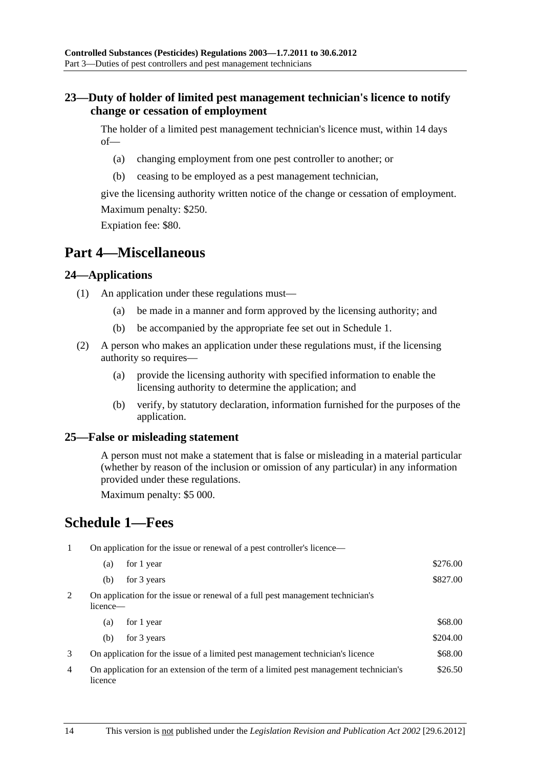### 23—Duty of holder of limited pest management technician's licence to notify change or cessation of employment

The holder of a limited pest management technician's licence must, within 14 days of—

(a) changing employment from one pest controller to another; or

(b) ceasing to be employed as a pest management technician,

give the licensing authority written notice of the change or cessation of employment.

Maximum penalty: $250.

Expiation fee: $80.

## Part 4—Miscellaneous

### 24—Applications

(1) An application under these regulations must—

(a) be made in a manner and form approved by the licensing authority; and

(b) be accompanied by the appropriate fee set out in Schedule 1.

(2) A person who makes an application under these regulations must, if the licensing authority so requires—

(a) provide the licensing authority with specified information to enable the licensing authority to determine the application; and

(b) verify, by statutory declaration, information furnished for the purposes of the application.

### 25—False or misleading statement

A person must not make a statement that is false or misleading in a material particular (whether by reason of the inclusion or omission of any particular) in any information provided under these regulations.

Maximum penalty: $5 000.

## Schedule 1—Fees

| | | |
|---|---|---|
| 1 | On application for the issue or renewal of a pest controller's licence— | |
| | (a) for 1 year | $276.00 |
| | (b) for 3 years | $827.00 |
| 2 | On application for the issue or renewal of a full pest management technician's licence— | |
| | (a) for 1 year | $68.00 |
| | (b) for 3 years | $204.00 |
| 3 | On application for the issue of a limited pest management technician's licence | $68.00 |
| 4 | On application for an extension of the term of a limited pest management technician's licence | $26.50 |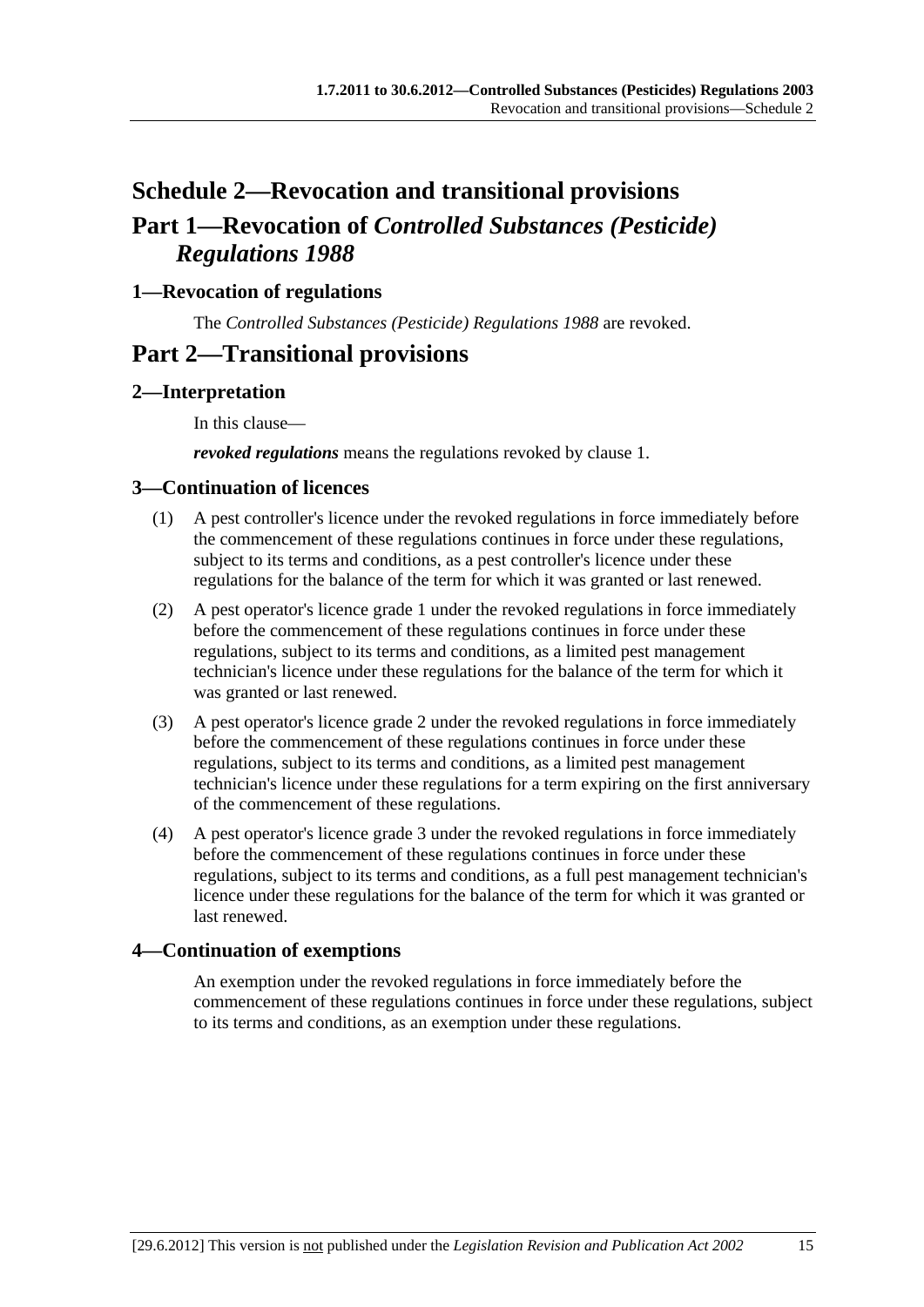# Schedule 2—Revocation and transitional provisions

## Part 1—Revocation of *Controlled Substances (Pesticide) Regulations 1988*

### 1—Revocation of regulations

The *Controlled Substances (Pesticide) Regulations 1988* are revoked.

## Part 2—Transitional provisions

### 2—Interpretation

In this clause—

***revoked regulations*** means the regulations revoked by clause 1.

### 3—Continuation of licences

(1) A pest controller's licence under the revoked regulations in force immediately before the commencement of these regulations continues in force under these regulations, subject to its terms and conditions, as a pest controller's licence under these regulations for the balance of the term for which it was granted or last renewed.

(2) A pest operator's licence grade 1 under the revoked regulations in force immediately before the commencement of these regulations continues in force under these regulations, subject to its terms and conditions, as a limited pest management technician's licence under these regulations for the balance of the term for which it was granted or last renewed.

(3) A pest operator's licence grade 2 under the revoked regulations in force immediately before the commencement of these regulations continues in force under these regulations, subject to its terms and conditions, as a limited pest management technician's licence under these regulations for a term expiring on the first anniversary of the commencement of these regulations.

(4) A pest operator's licence grade 3 under the revoked regulations in force immediately before the commencement of these regulations continues in force under these regulations, subject to its terms and conditions, as a full pest management technician's licence under these regulations for the balance of the term for which it was granted or last renewed.

### 4—Continuation of exemptions

An exemption under the revoked regulations in force immediately before the commencement of these regulations continues in force under these regulations, subject to its terms and conditions, as an exemption under these regulations.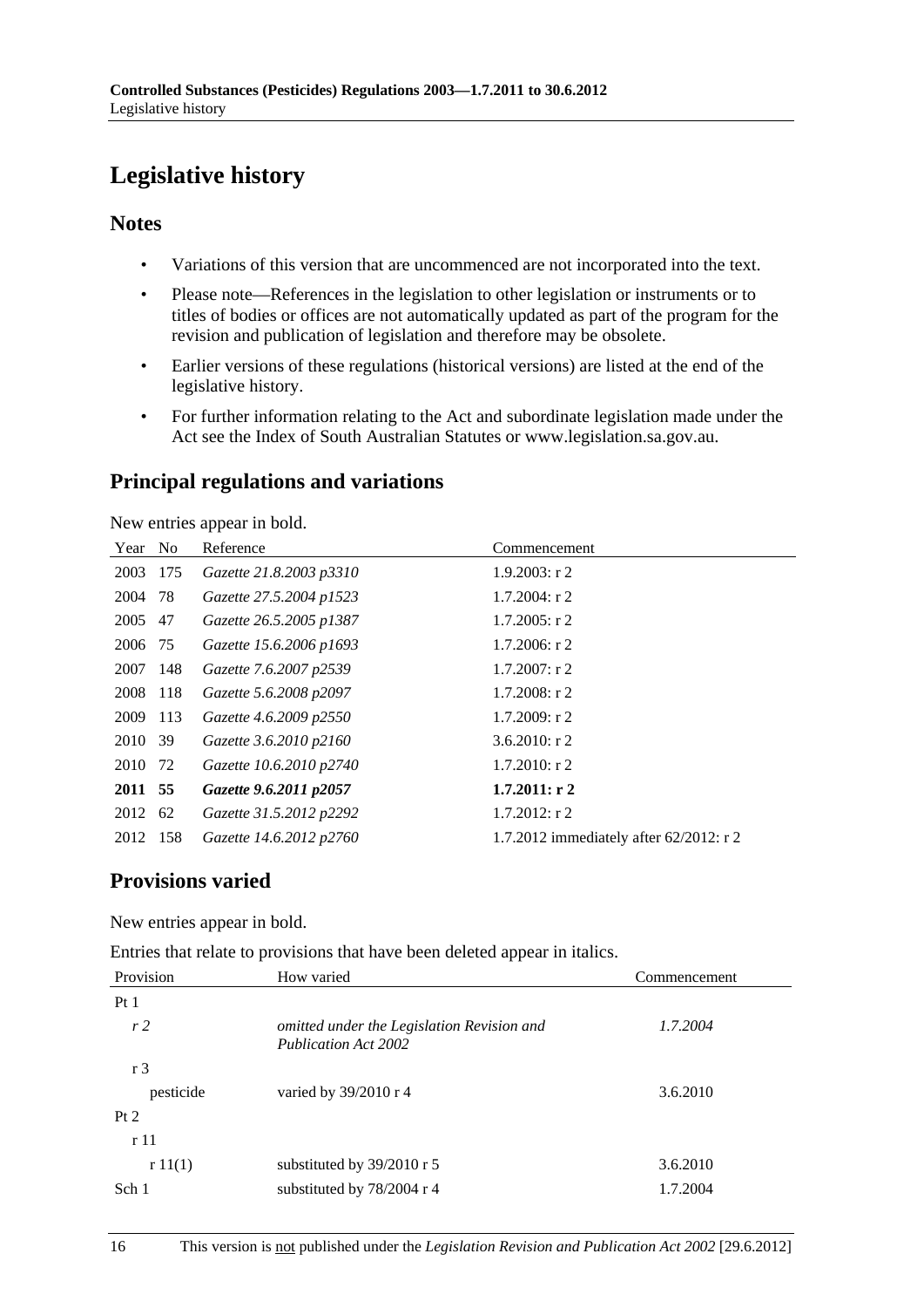# Legislative history

## Notes

- Variations of this version that are uncommenced are not incorporated into the text.
- Please note—References in the legislation to other legislation or instruments or to titles of bodies or offices are not automatically updated as part of the program for the revision and publication of legislation and therefore may be obsolete.
- Earlier versions of these regulations (historical versions) are listed at the end of the legislative history.
- For further information relating to the Act and subordinate legislation made under the Act see the Index of South Australian Statutes or www.legislation.sa.gov.au.

## Principal regulations and variations

New entries appear in bold.

| Year | No | Reference | Commencement |
|---|---|---|---|
| 2003 | 175 | *Gazette 21.8.2003 p3310* | 1.9.2003: r 2 |
| 2004 | 78 | *Gazette 27.5.2004 p1523* | 1.7.2004: r 2 |
| 2005 | 47 | *Gazette 26.5.2005 p1387* | 1.7.2005: r 2 |
| 2006 | 75 | *Gazette 15.6.2006 p1693* | 1.7.2006: r 2 |
| 2007 | 148 | *Gazette 7.6.2007 p2539* | 1.7.2007: r 2 |
| 2008 | 118 | *Gazette 5.6.2008 p2097* | 1.7.2008: r 2 |
| 2009 | 113 | *Gazette 4.6.2009 p2550* | 1.7.2009: r 2 |
| 2010 | 39 | *Gazette 3.6.2010 p2160* | 3.6.2010: r 2 |
| 2010 | 72 | *Gazette 10.6.2010 p2740* | 1.7.2010: r 2 |
| **2011** | **55** | ***Gazette 9.6.2011 p2057*** | **1.7.2011: r 2** |
| 2012 | 62 | *Gazette 31.5.2012 p2292* | 1.7.2012: r 2 |
| 2012 | 158 | *Gazette 14.6.2012 p2760* | 1.7.2012 immediately after 62/2012: r 2 |

## Provisions varied

New entries appear in bold.

Entries that relate to provisions that have been deleted appear in italics.

| Provision | How varied | Commencement |
|---|---|---|
| Pt 1 | | |
| *r 2* | *omitted under the Legislation Revision and Publication Act 2002* | *1.7.2004* |
| r 3 | | |
| pesticide | varied by 39/2010 r 4 | 3.6.2010 |
| Pt 2 | | |
| r 11 | | |
| r 11(1) | substituted by 39/2010 r 5 | 3.6.2010 |
| Sch 1 | substituted by 78/2004 r 4 | 1.7.2004 |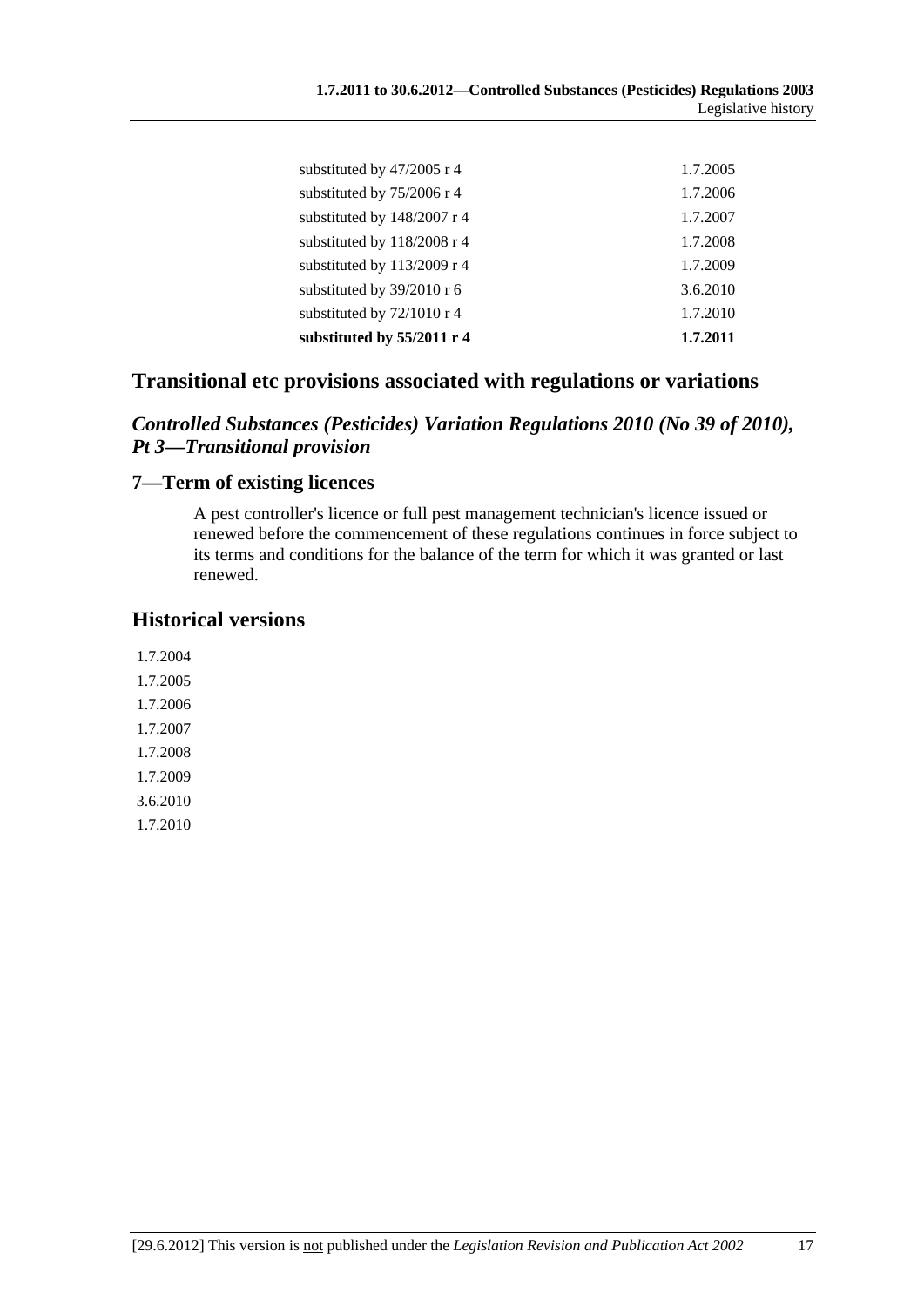| | |
|---|---|
| substituted by 47/2005 r 4 | 1.7.2005 |
| substituted by 75/2006 r 4 | 1.7.2006 |
| substituted by 148/2007 r 4 | 1.7.2007 |
| substituted by 118/2008 r 4 | 1.7.2008 |
| substituted by 113/2009 r 4 | 1.7.2009 |
| substituted by 39/2010 r 6 | 3.6.2010 |
| substituted by 72/1010 r 4 | 1.7.2010 |
| **substituted by 55/2011 r 4** | **1.7.2011** |

## Transitional etc provisions associated with regulations or variations

### *Controlled Substances (Pesticides) Variation Regulations 2010 (No 39 of 2010), Pt 3—Transitional provision*

### 7—Term of existing licences

A pest controller's licence or full pest management technician's licence issued or renewed before the commencement of these regulations continues in force subject to its terms and conditions for the balance of the term for which it was granted or last renewed.

## Historical versions

1.7.2004

1.7.2005

1.7.2006

1.7.2007

1.7.2008

1.7.2009

3.6.2010

1.7.2010